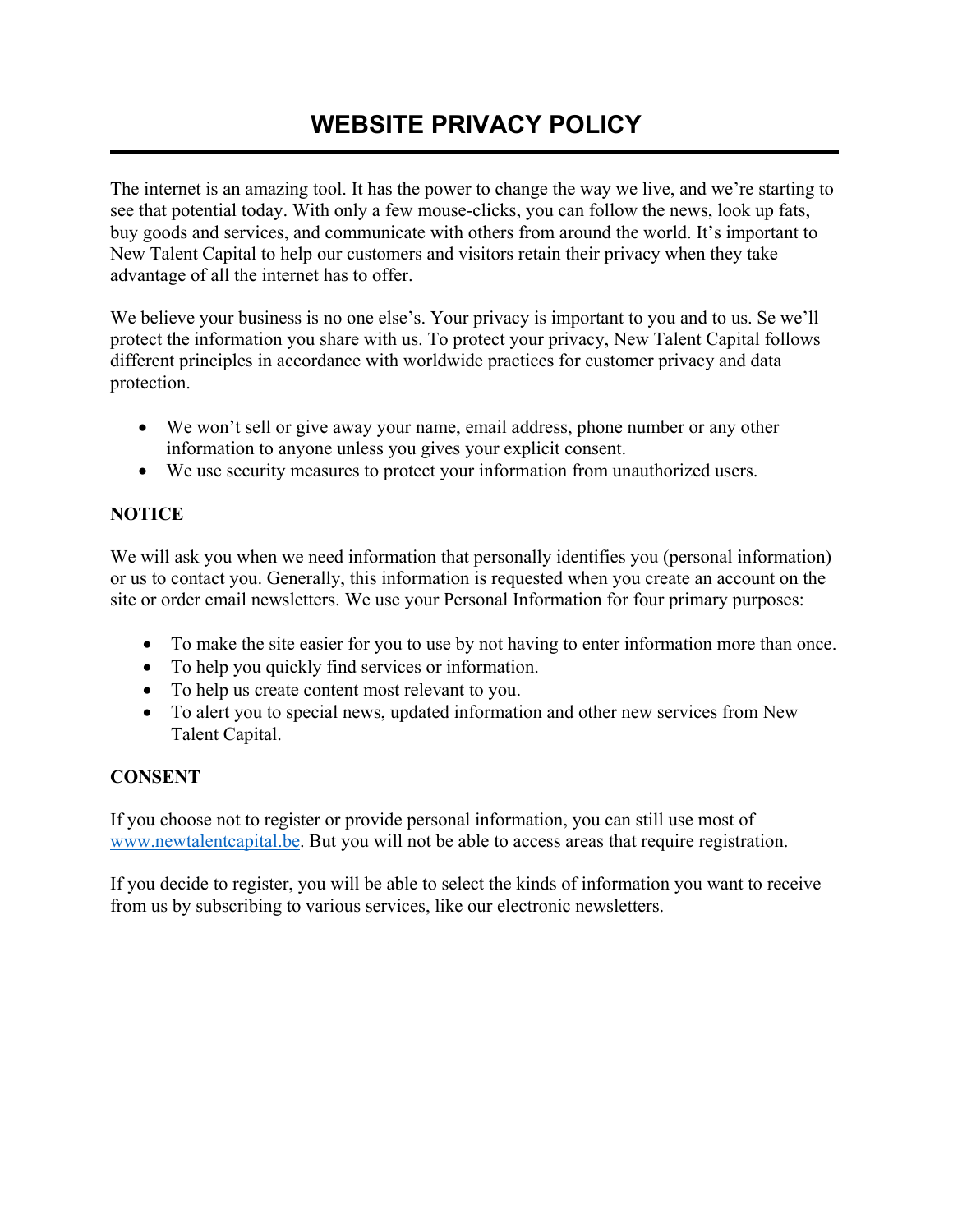# WEBSITE PRIVACY POLICY

The internet is an amazing tool. It has the power to change the way we live, and we're starting to see that potential today. With only a few mouse-clicks, you can follow the news, look up fats, buy goods and services, and communicate with others from around the world. It's important to New Talent Capital to help our customers and visitors retain their privacy when they take advantage of all the internet has to offer.

We believe your business is no one else's. Your privacy is important to you and to us. Se we'll protect the information you share with us. To protect your privacy, New Talent Capital follows different principles in accordance with worldwide practices for customer privacy and data protection.

- We won't sell or give away your name, email address, phone number or any other information to anyone unless you gives your explicit consent.
- We use security measures to protect your information from unauthorized users.

**NOTICE**

We will ask you when we need information that personally identifies you (personal information) or us to contact you. Generally, this information is requested when you create an account on the site or order email newsletters. We use your Personal Information for four primary purposes:

- To make the site easier for you to use by not having to enter information more than once.
- To help you quickly find services or information.
- To help us create content most relevant to you.
- To alert you to special news, updated information and other new services from New Talent Capital.

**CONSENT**

If you choose not to register or provide personal information, you can still use most of www.newtalentcapital.be. But you will not be able to access areas that require registration.

If you decide to register, you will be able to select the kinds of information you want to receive from us by subscribing to various services, like our electronic newsletters.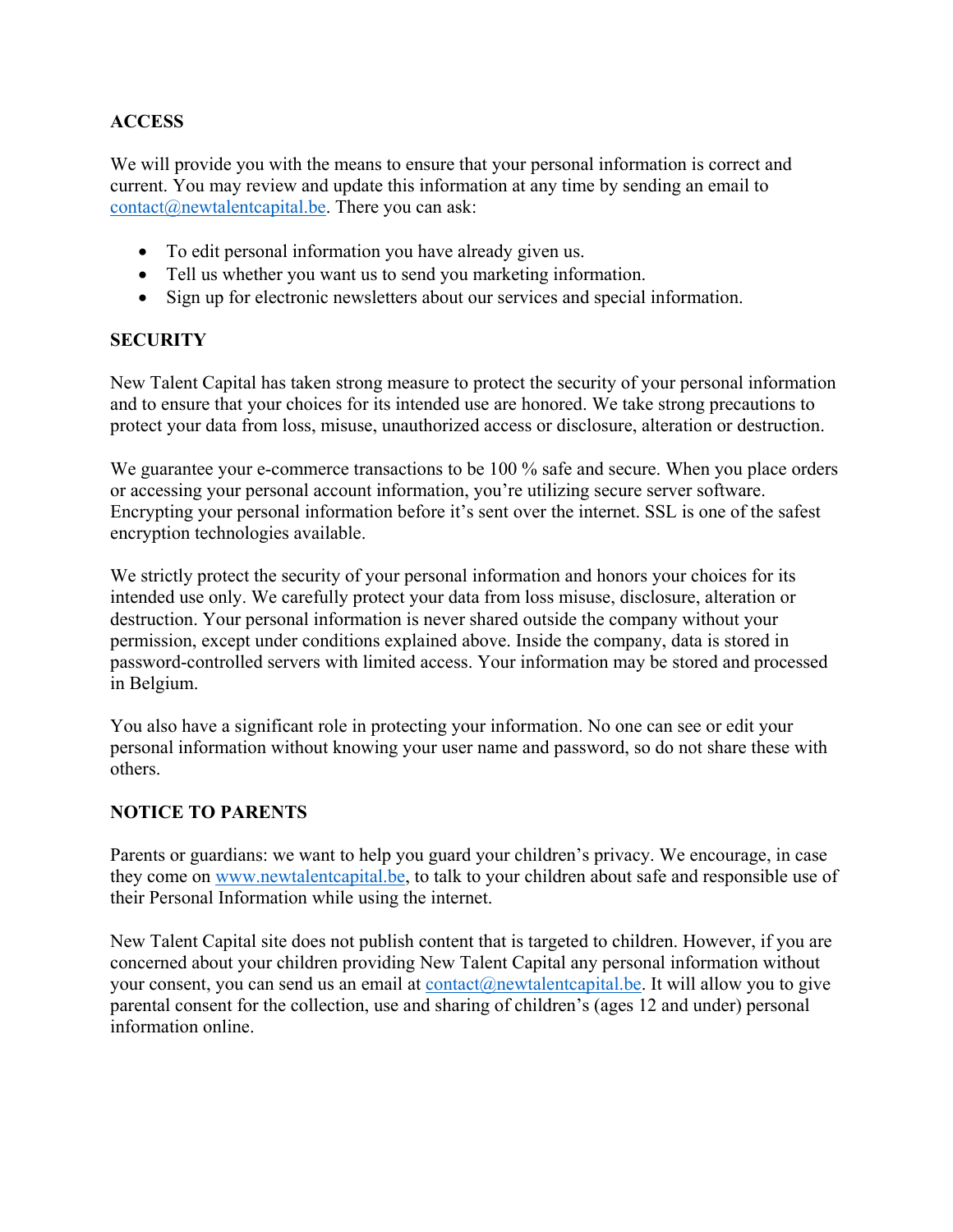**ACCESS**

We will provide you with the means to ensure that your personal information is correct and current. You may review and update this information at any time by sending an email to contact@newtalentcapital.be. There you can ask:

- To edit personal information you have already given us.
- Tell us whether you want us to send you marketing information.
- Sign up for electronic newsletters about our services and special information.

**SECURITY**

New Talent Capital has taken strong measure to protect the security of your personal information and to ensure that your choices for its intended use are honored. We take strong precautions to protect your data from loss, misuse, unauthorized access or disclosure, alteration or destruction.

We guarantee your e-commerce transactions to be 100 % safe and secure. When you place orders or accessing your personal account information, you're utilizing secure server software. Encrypting your personal information before it's sent over the internet. SSL is one of the safest encryption technologies available.

We strictly protect the security of your personal information and honors your choices for its intended use only. We carefully protect your data from loss misuse, disclosure, alteration or destruction. Your personal information is never shared outside the company without your permission, except under conditions explained above. Inside the company, data is stored in password-controlled servers with limited access. Your information may be stored and processed in Belgium.

You also have a significant role in protecting your information. No one can see or edit your personal information without knowing your user name and password, so do not share these with others.

**NOTICE TO PARENTS**

Parents or guardians: we want to help you guard your children's privacy. We encourage, in case they come on www.newtalentcapital.be, to talk to your children about safe and responsible use of their Personal Information while using the internet.

New Talent Capital site does not publish content that is targeted to children. However, if you are concerned about your children providing New Talent Capital any personal information without your consent, you can send us an email at contact@newtalentcapital.be. It will allow you to give parental consent for the collection, use and sharing of children's (ages 12 and under) personal information online.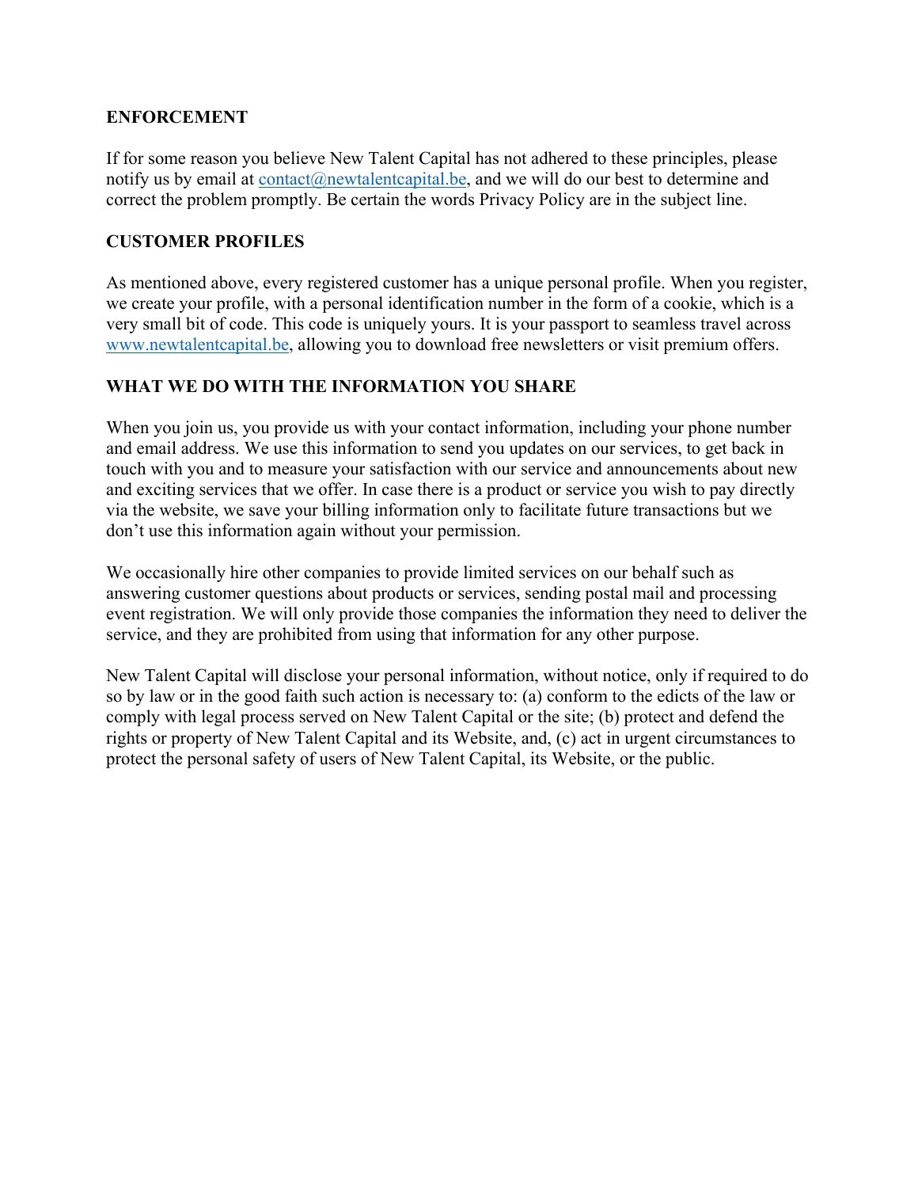## ENFORCEMENT

If for some reason you believe New Talent Capital has not adhered to these principles, please notify us by email at contact@newtalentcapital.be, and we will do our best to determine and correct the problem promptly. Be certain the words Privacy Policy are in the subject line.

## CUSTOMER PROFILES

As mentioned above, every registered customer has a unique personal profile. When you register, we create your profile, with a personal identification number in the form of a cookie, which is a very small bit of code. This code is uniquely yours. It is your passport to seamless travel across www.newtalentcapital.be, allowing you to download free newsletters or visit premium offers.

## WHAT WE DO WITH THE INFORMATION YOU SHARE

When you join us, you provide us with your contact information, including your phone number and email address. We use this information to send you updates on our services, to get back in touch with you and to measure your satisfaction with our service and announcements about new and exciting services that we offer. In case there is a product or service you wish to pay directly via the website, we save your billing information only to facilitate future transactions but we don't use this information again without your permission.

We occasionally hire other companies to provide limited services on our behalf such as answering customer questions about products or services, sending postal mail and processing event registration. We will only provide those companies the information they need to deliver the service, and they are prohibited from using that information for any other purpose.

New Talent Capital will disclose your personal information, without notice, only if required to do so by law or in the good faith such action is necessary to: (a) conform to the edicts of the law or comply with legal process served on New Talent Capital or the site; (b) protect and defend the rights or property of New Talent Capital and its Website, and, (c) act in urgent circumstances to protect the personal safety of users of New Talent Capital, its Website, or the public.